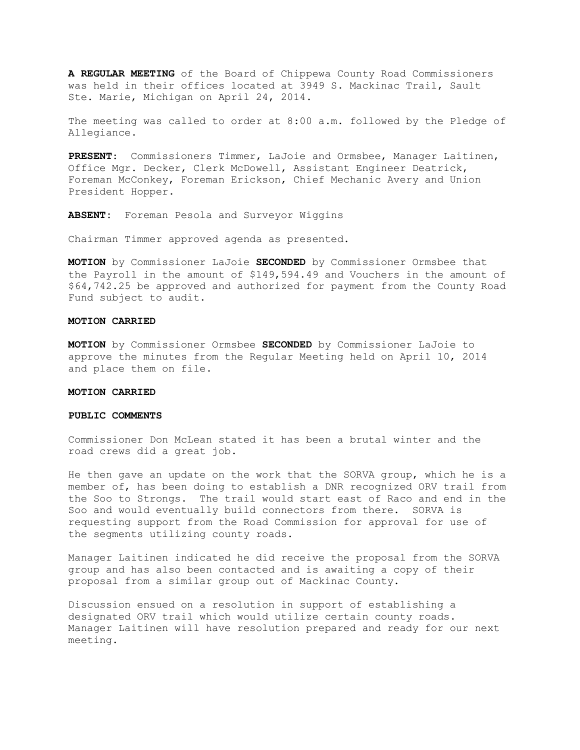**A REGULAR MEETING** of the Board of Chippewa County Road Commissioners was held in their offices located at 3949 S. Mackinac Trail, Sault Ste. Marie, Michigan on April 24, 2014.

The meeting was called to order at 8:00 a.m. followed by the Pledge of Allegiance.

**PRESENT:** Commissioners Timmer, LaJoie and Ormsbee, Manager Laitinen, Office Mgr. Decker, Clerk McDowell, Assistant Engineer Deatrick, Foreman McConkey, Foreman Erickson, Chief Mechanic Avery and Union President Hopper.

**ABSENT:** Foreman Pesola and Surveyor Wiggins

Chairman Timmer approved agenda as presented.

**MOTION** by Commissioner LaJoie **SECONDED** by Commissioner Ormsbee that the Payroll in the amount of $149,594.49 and Vouchers in the amount of $64,742.25 be approved and authorized for payment from the County Road Fund subject to audit.

**MOTION CARRIED**

**MOTION** by Commissioner Ormsbee **SECONDED** by Commissioner LaJoie to approve the minutes from the Regular Meeting held on April 10, 2014 and place them on file.

**MOTION CARRIED**

**PUBLIC COMMENTS**

Commissioner Don McLean stated it has been a brutal winter and the road crews did a great job.

He then gave an update on the work that the SORVA group, which he is a member of, has been doing to establish a DNR recognized ORV trail from the Soo to Strongs. The trail would start east of Raco and end in the Soo and would eventually build connectors from there. SORVA is requesting support from the Road Commission for approval for use of the segments utilizing county roads.

Manager Laitinen indicated he did receive the proposal from the SORVA group and has also been contacted and is awaiting a copy of their proposal from a similar group out of Mackinac County.

Discussion ensued on a resolution in support of establishing a designated ORV trail which would utilize certain county roads. Manager Laitinen will have resolution prepared and ready for our next meeting.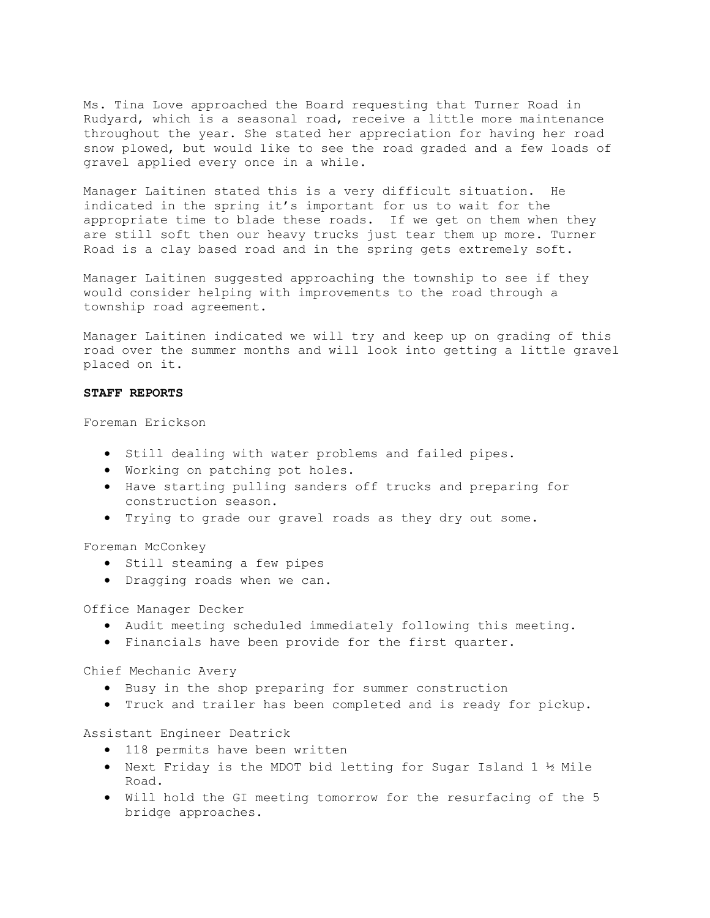Ms. Tina Love approached the Board requesting that Turner Road in Rudyard, which is a seasonal road, receive a little more maintenance throughout the year. She stated her appreciation for having her road snow plowed, but would like to see the road graded and a few loads of gravel applied every once in a while.

Manager Laitinen stated this is a very difficult situation. He indicated in the spring it's important for us to wait for the appropriate time to blade these roads. If we get on them when they are still soft then our heavy trucks just tear them up more. Turner Road is a clay based road and in the spring gets extremely soft.

Manager Laitinen suggested approaching the township to see if they would consider helping with improvements to the road through a township road agreement.

Manager Laitinen indicated we will try and keep up on grading of this road over the summer months and will look into getting a little gravel placed on it.

**STAFF REPORTS**

Foreman Erickson

- Still dealing with water problems and failed pipes.
- Working on patching pot holes.
- Have starting pulling sanders off trucks and preparing for construction season.
- Trying to grade our gravel roads as they dry out some.

Foreman McConkey

- Still steaming a few pipes
- Dragging roads when we can.

Office Manager Decker

- Audit meeting scheduled immediately following this meeting.
- Financials have been provide for the first quarter.

Chief Mechanic Avery

- Busy in the shop preparing for summer construction
- Truck and trailer has been completed and is ready for pickup.

Assistant Engineer Deatrick

- 118 permits have been written
- Next Friday is the MDOT bid letting for Sugar Island 1 ½ Mile Road.
- Will hold the GI meeting tomorrow for the resurfacing of the 5 bridge approaches.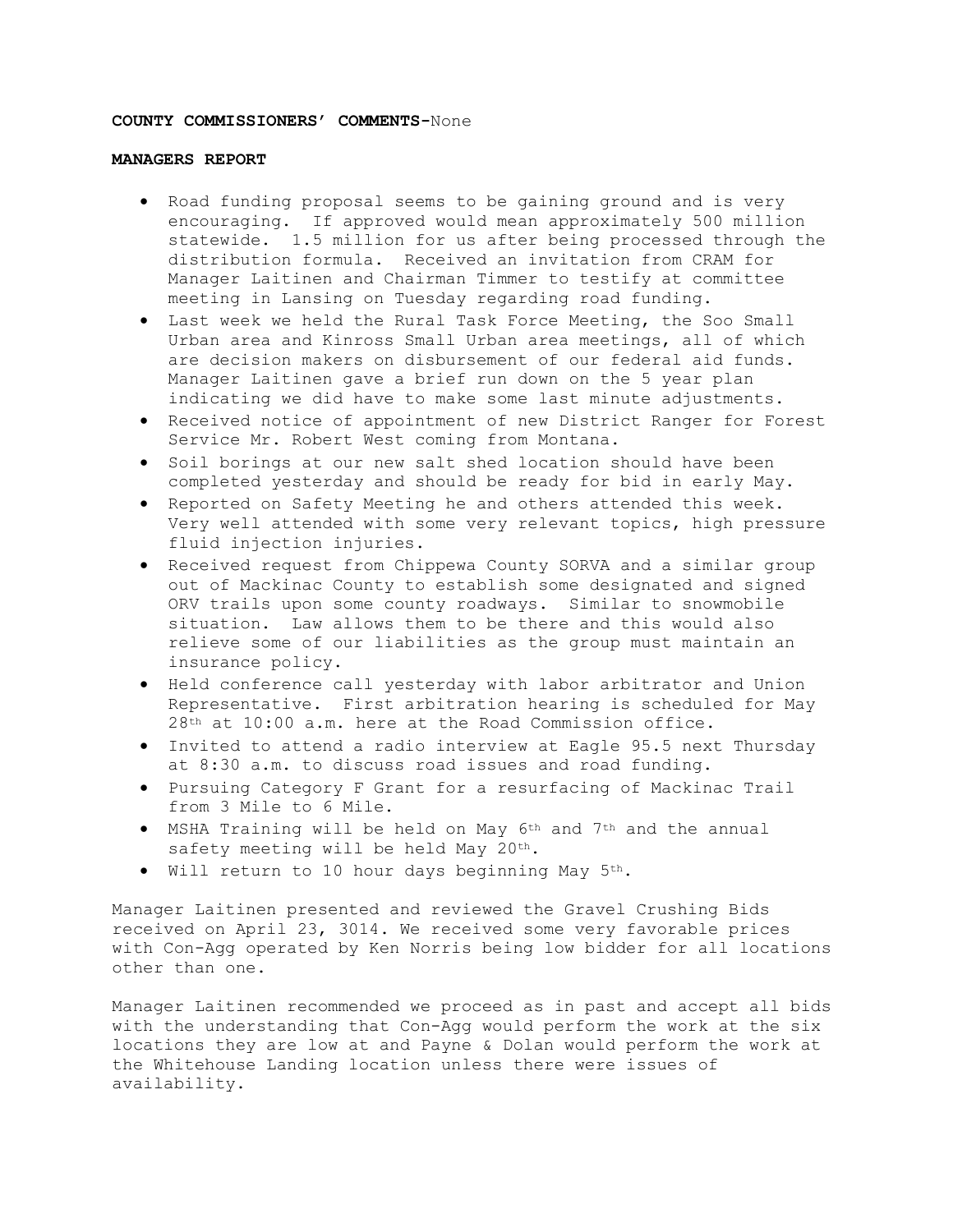**COUNTY COMMISSIONERS' COMMENTS**-None

**MANAGERS REPORT**

- Road funding proposal seems to be gaining ground and is very encouraging. If approved would mean approximately 500 million statewide. 1.5 million for us after being processed through the distribution formula. Received an invitation from CRAM for Manager Laitinen and Chairman Timmer to testify at committee meeting in Lansing on Tuesday regarding road funding.
- Last week we held the Rural Task Force Meeting, the Soo Small Urban area and Kinross Small Urban area meetings, all of which are decision makers on disbursement of our federal aid funds. Manager Laitinen gave a brief run down on the 5 year plan indicating we did have to make some last minute adjustments.
- Received notice of appointment of new District Ranger for Forest Service Mr. Robert West coming from Montana.
- Soil borings at our new salt shed location should have been completed yesterday and should be ready for bid in early May.
- Reported on Safety Meeting he and others attended this week. Very well attended with some very relevant topics, high pressure fluid injection injuries.
- Received request from Chippewa County SORVA and a similar group out of Mackinac County to establish some designated and signed ORV trails upon some county roadways. Similar to snowmobile situation. Law allows them to be there and this would also relieve some of our liabilities as the group must maintain an insurance policy.
- Held conference call yesterday with labor arbitrator and Union Representative. First arbitration hearing is scheduled for May 28th at 10:00 a.m. here at the Road Commission office.
- Invited to attend a radio interview at Eagle 95.5 next Thursday at 8:30 a.m. to discuss road issues and road funding.
- Pursuing Category F Grant for a resurfacing of Mackinac Trail from 3 Mile to 6 Mile.
- MSHA Training will be held on May 6th and 7th and the annual safety meeting will be held May 20th.
- Will return to 10 hour days beginning May 5th.

Manager Laitinen presented and reviewed the Gravel Crushing Bids received on April 23, 3014. We received some very favorable prices with Con-Agg operated by Ken Norris being low bidder for all locations other than one.

Manager Laitinen recommended we proceed as in past and accept all bids with the understanding that Con-Agg would perform the work at the six locations they are low at and Payne & Dolan would perform the work at the Whitehouse Landing location unless there were issues of availability.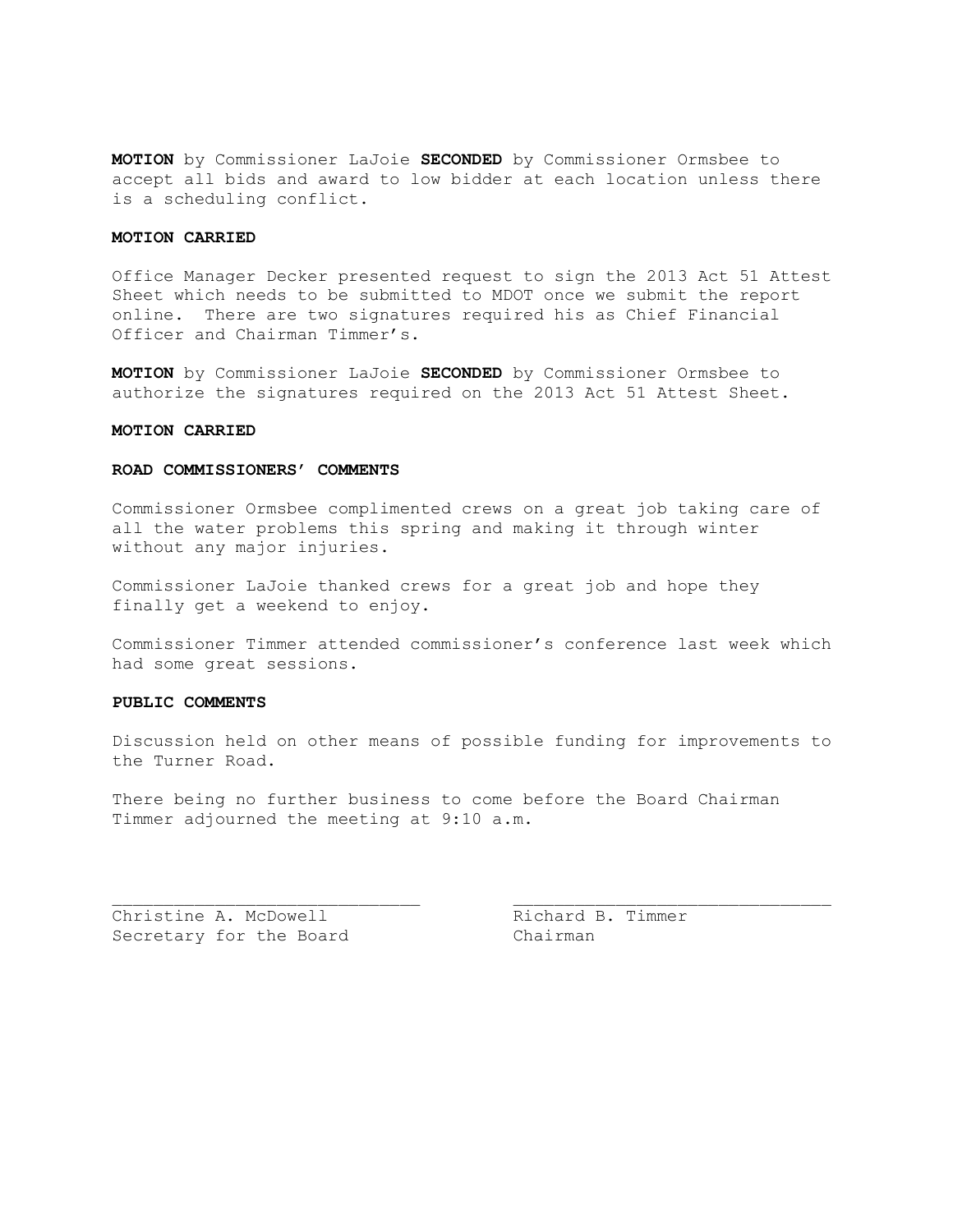**MOTION** by Commissioner LaJoie **SECONDED** by Commissioner Ormsbee to accept all bids and award to low bidder at each location unless there is a scheduling conflict.

**MOTION CARRIED**

Office Manager Decker presented request to sign the 2013 Act 51 Attest Sheet which needs to be submitted to MDOT once we submit the report online. There are two signatures required his as Chief Financial Officer and Chairman Timmer's.

**MOTION** by Commissioner LaJoie **SECONDED** by Commissioner Ormsbee to authorize the signatures required on the 2013 Act 51 Attest Sheet.

**MOTION CARRIED**

**ROAD COMMISSIONERS' COMMENTS**

Commissioner Ormsbee complimented crews on a great job taking care of all the water problems this spring and making it through winter without any major injuries.

Commissioner LaJoie thanked crews for a great job and hope they finally get a weekend to enjoy.

Commissioner Timmer attended commissioner's conference last week which had some great sessions.

**PUBLIC COMMENTS**

Discussion held on other means of possible funding for improvements to the Turner Road.

There being no further business to come before the Board Chairman Timmer adjourned the meeting at 9:10 a.m.

______________________________ ______________________________

Christine A. McDowell
Secretary for the Board

Richard B. Timmer
Chairman